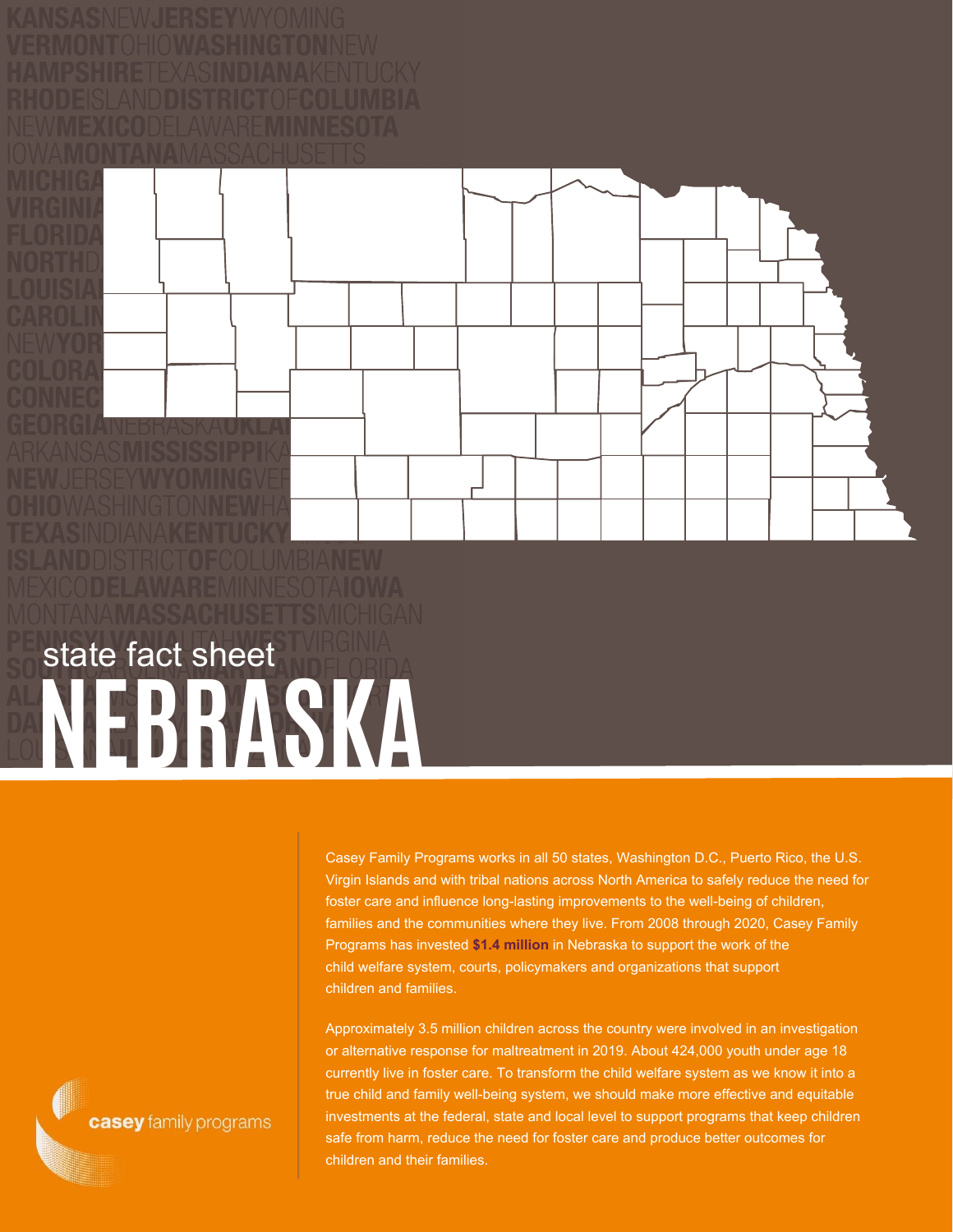state fact sheet

# NEBRASKA

Casey Family Programs works in all 50 states, Washington D.C., Puerto Rico, the U.S. Virgin Islands and with tribal nations across North America to safely reduce the need for foster care and influence long-lasting improvements to the well-being of children, families and the communities where they live. From 2008 through 2020, Casey Family Programs has invested **$1.4 million** in Nebraska to support the work of the child welfare system, courts, policymakers and organizations that support children and families.

Approximately 3.5 million children across the country were involved in an investigation or alternative response for maltreatment in 2019. About 424,000 youth under age 18 currently live in foster care. To transform the child welfare system as we know it into a true child and family well-being system, we should make more effective and equitable investments at the federal, state and local level to support programs that keep children safe from harm, reduce the need for foster care and produce better outcomes for children and their families.

casey family programs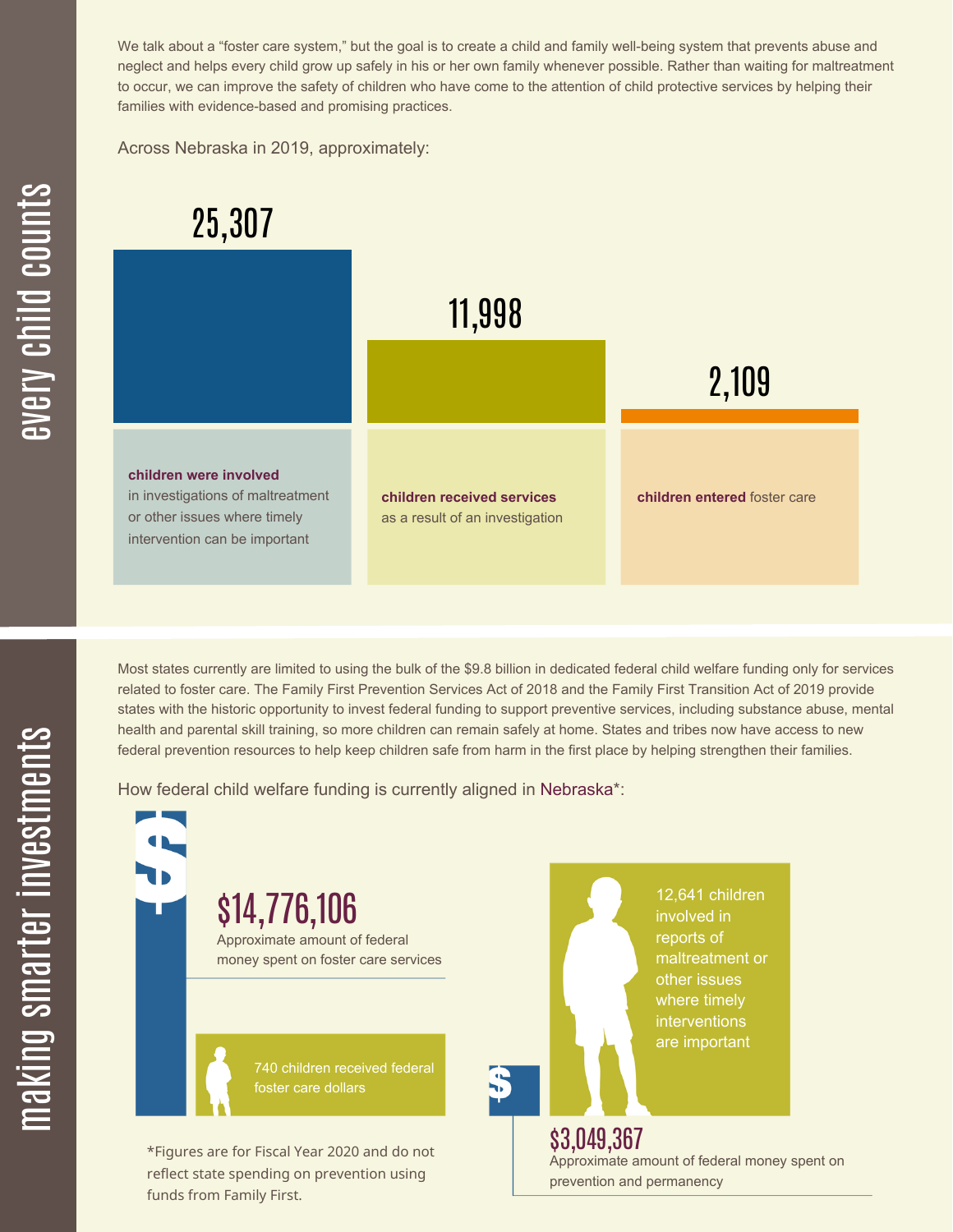## every child counts

We talk about a "foster care system," but the goal is to create a child and family well-being system that prevents abuse and neglect and helps every child grow up safely in his or her own family whenever possible. Rather than waiting for maltreatment to occur, we can improve the safety of children who have come to the attention of child protective services by helping their families with evidence-based and promising practices.

Across Nebraska in 2019, approximately:

**25,307**

**children were involved** in investigations of maltreatment or other issues where timely intervention can be important

**11,998**

**children received services** as a result of an investigation

**2,109**

**children entered** foster care

## making smarter investments

Most states currently are limited to using the bulk of the $9.8 billion in dedicated federal child welfare funding only for services related to foster care. The Family First Prevention Services Act of 2018 and the Family First Transition Act of 2019 provide states with the historic opportunity to invest federal funding to support preventive services, including substance abuse, mental health and parental skill training, so more children can remain safely at home. States and tribes now have access to new federal prevention resources to help keep children safe from harm in the first place by helping strengthen their families.

How federal child welfare funding is currently aligned in Nebraska*:

**$14,776,106**

Approximate amount of federal money spent on foster care services

740 children received federal foster care dollars

12,641 children involved in reports of maltreatment or other issues where timely interventions are important

**$3,049,367**

Approximate amount of federal money spent on prevention and permanency

*Figures are for Fiscal Year 2020 and do not reflect state spending on prevention using funds from Family First.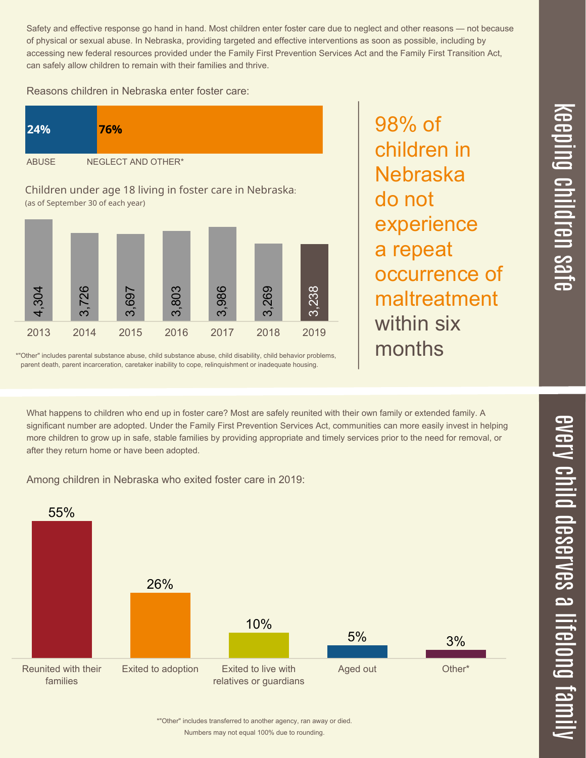## keeping children safe

Safety and effective response go hand in hand. Most children enter foster care due to neglect and other reasons — not because of physical or sexual abuse. In Nebraska, providing targeted and effective interventions as soon as possible, including by accessing new federal resources provided under the Family First Prevention Services Act and the Family First Transition Act, can safely allow children to remain with their families and thrive.

Reasons children in Nebraska enter foster care:

| ABUSE | NEGLECT AND OTHER* |
| --- | --- |
| 24% | 76% |

Children under age 18 living in foster care in Nebraska:
(as of September 30 of each year)

| 2013 | 2014 | 2015 | 2016 | 2017 | 2018 | 2019 |
| --- | --- | --- | --- | --- | --- | --- |
| 4,304 | 3,726 | 3,697 | 3,803 | 3,986 | 3,269 | 3,238 |

*"Other" includes parental substance abuse, child substance abuse, child disability, child behavior problems, parent death, parent incarceration, caretaker inability to cope, relinquishment or inadequate housing.

98% of children in Nebraska do not experience a repeat occurrence of maltreatment within six months

## every child deserves a lifelong family

What happens to children who end up in foster care? Most are safely reunited with their own family or extended family. A significant number are adopted. Under the Family First Prevention Services Act, communities can more easily invest in helping more children to grow up in safe, stable families by providing appropriate and timely services prior to the need for removal, or after they return home or have been adopted.

Among children in Nebraska who exited foster care in 2019:

| Reunited with their families | Exited to adoption | Exited to live with relatives or guardians | Aged out | Other* |
| --- | --- | --- | --- | --- |
| 55% | 26% | 10% | 5% | 3% |

*"Other" includes transferred to another agency, ran away or died.
Numbers may not equal 100% due to rounding.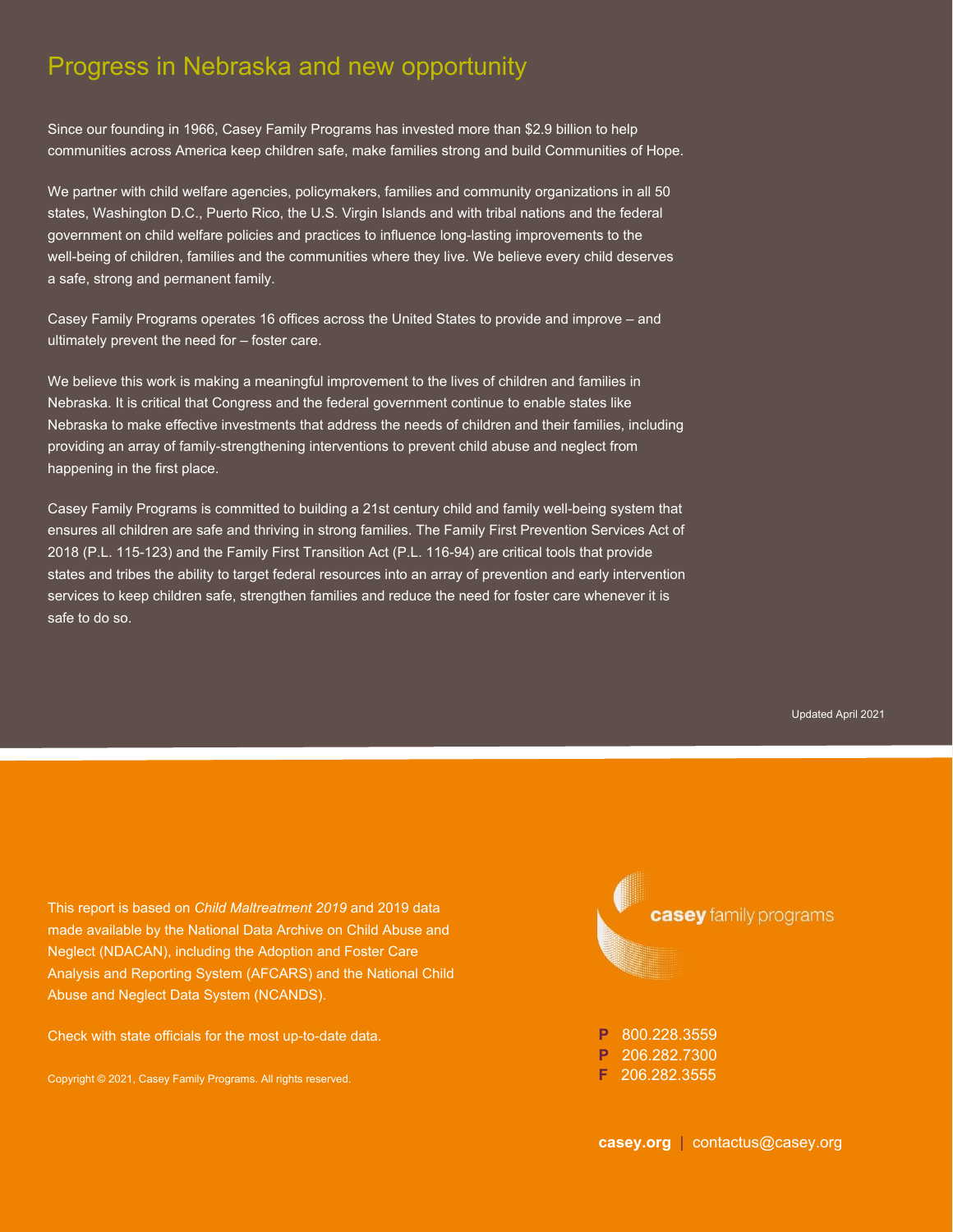## Progress in Nebraska and new opportunity

Since our founding in 1966, Casey Family Programs has invested more than $2.9 billion to help communities across America keep children safe, make families strong and build Communities of Hope.

We partner with child welfare agencies, policymakers, families and community organizations in all 50 states, Washington D.C., Puerto Rico, the U.S. Virgin Islands and with tribal nations and the federal government on child welfare policies and practices to influence long-lasting improvements to the well-being of children, families and the communities where they live. We believe every child deserves a safe, strong and permanent family.

Casey Family Programs operates 16 offices across the United States to provide and improve – and ultimately prevent the need for – foster care.

We believe this work is making a meaningful improvement to the lives of children and families in Nebraska. It is critical that Congress and the federal government continue to enable states like Nebraska to make effective investments that address the needs of children and their families, including providing an array of family-strengthening interventions to prevent child abuse and neglect from happening in the first place.

Casey Family Programs is committed to building a 21st century child and family well-being system that ensures all children are safe and thriving in strong families. The Family First Prevention Services Act of 2018 (P.L. 115-123) and the Family First Transition Act (P.L. 116-94) are critical tools that provide states and tribes the ability to target federal resources into an array of prevention and early intervention services to keep children safe, strengthen families and reduce the need for foster care whenever it is safe to do so.

Updated April 2021

This report is based on *Child Maltreatment 2019* and 2019 data made available by the National Data Archive on Child Abuse and Neglect (NDACAN), including the Adoption and Foster Care Analysis and Reporting System (AFCARS) and the National Child Abuse and Neglect Data System (NCANDS).

Check with state officials for the most up-to-date data.

Copyright © 2021, Casey Family Programs. All rights reserved.

casey family programs

**P** 800.228.3559
**P** 206.282.7300
**F** 206.282.3555

**casey.org** | contactus@casey.org